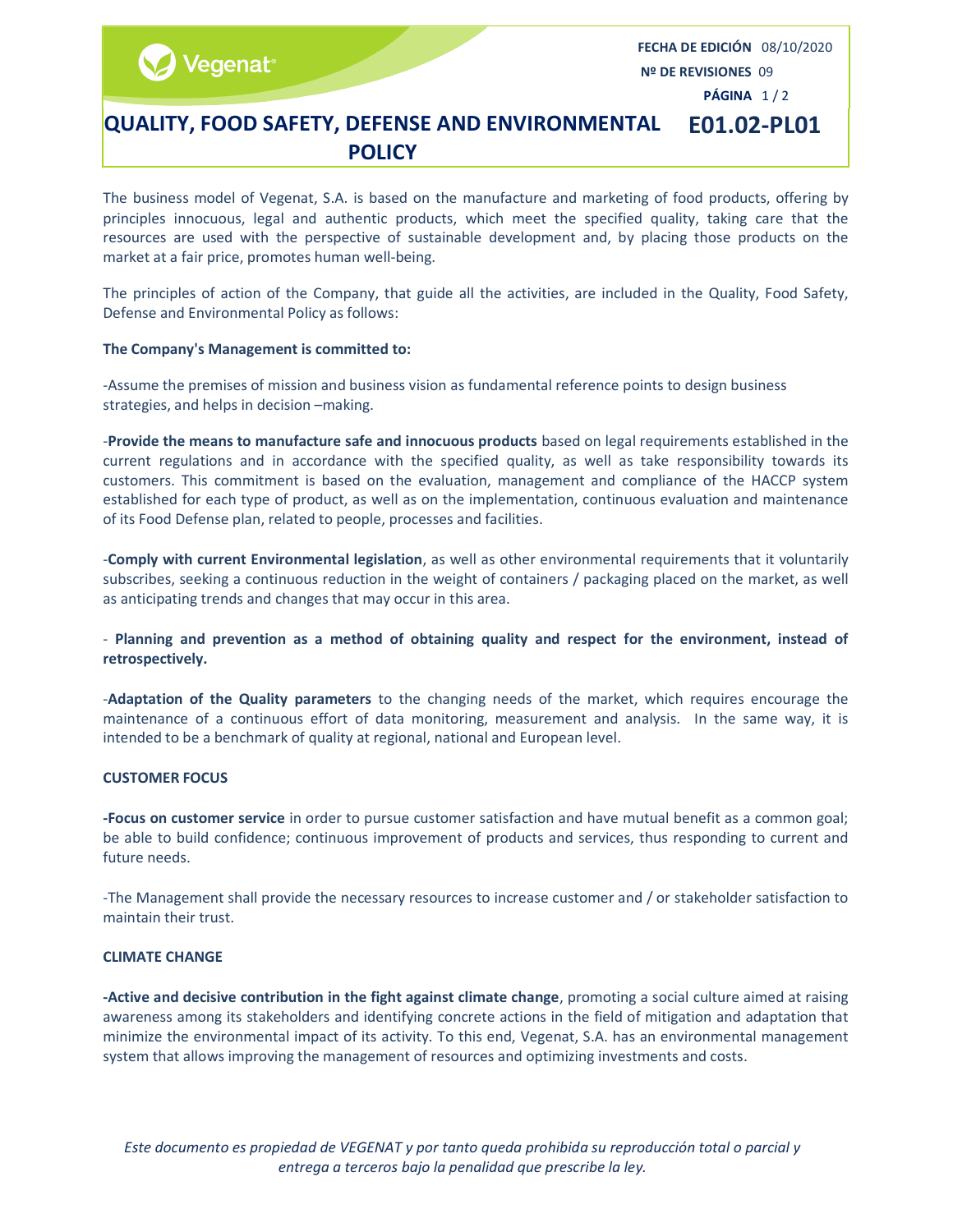# QUALITY, FOOD SAFETY, DEFENSE AND ENVIRONMENTAL POLICY

**E01.02-PL01**

**FECHA DE EDICIÓN** 08/10/2020
**Nº DE REVISIONES** 09

The business model of Vegenat, S.A. is based on the manufacture and marketing of food products, offering by principles innocuous, legal and authentic products, which meet the specified quality, taking care that the resources are used with the perspective of sustainable development and, by placing those products on the market at a fair price, promotes human well-being.

The principles of action of the Company, that guide all the activities, are included in the Quality, Food Safety, Defense and Environmental Policy as follows:

**The Company's Management is committed to:**

-Assume the premises of mission and business vision as fundamental reference points to design business strategies, and helps in decision –making.

-**Provide the means to manufacture safe and innocuous products** based on legal requirements established in the current regulations and in accordance with the specified quality, as well as take responsibility towards its customers. This commitment is based on the evaluation, management and compliance of the HACCP system established for each type of product, as well as on the implementation, continuous evaluation and maintenance of its Food Defense plan, related to people, processes and facilities.

-**Comply with current Environmental legislation**, as well as other environmental requirements that it voluntarily subscribes, seeking a continuous reduction in the weight of containers / packaging placed on the market, as well as anticipating trends and changes that may occur in this area.

- **Planning and prevention as a method of obtaining quality and respect for the environment, instead of retrospectively.**

-**Adaptation of the Quality parameters** to the changing needs of the market, which requires encourage the maintenance of a continuous effort of data monitoring, measurement and analysis. In the same way, it is intended to be a benchmark of quality at regional, national and European level.

**CUSTOMER FOCUS**

**-Focus on customer service** in order to pursue customer satisfaction and have mutual benefit as a common goal; be able to build confidence; continuous improvement of products and services, thus responding to current and future needs.

-The Management shall provide the necessary resources to increase customer and / or stakeholder satisfaction to maintain their trust.

**CLIMATE CHANGE**

**-Active and decisive contribution in the fight against climate change**, promoting a social culture aimed at raising awareness among its stakeholders and identifying concrete actions in the field of mitigation and adaptation that minimize the environmental impact of its activity. To this end, Vegenat, S.A. has an environmental management system that allows improving the management of resources and optimizing investments and costs.

*Este documento es propiedad de VEGENAT y por tanto queda prohibida su reproducción total o parcial y entrega a terceros bajo la penalidad que prescribe la ley.*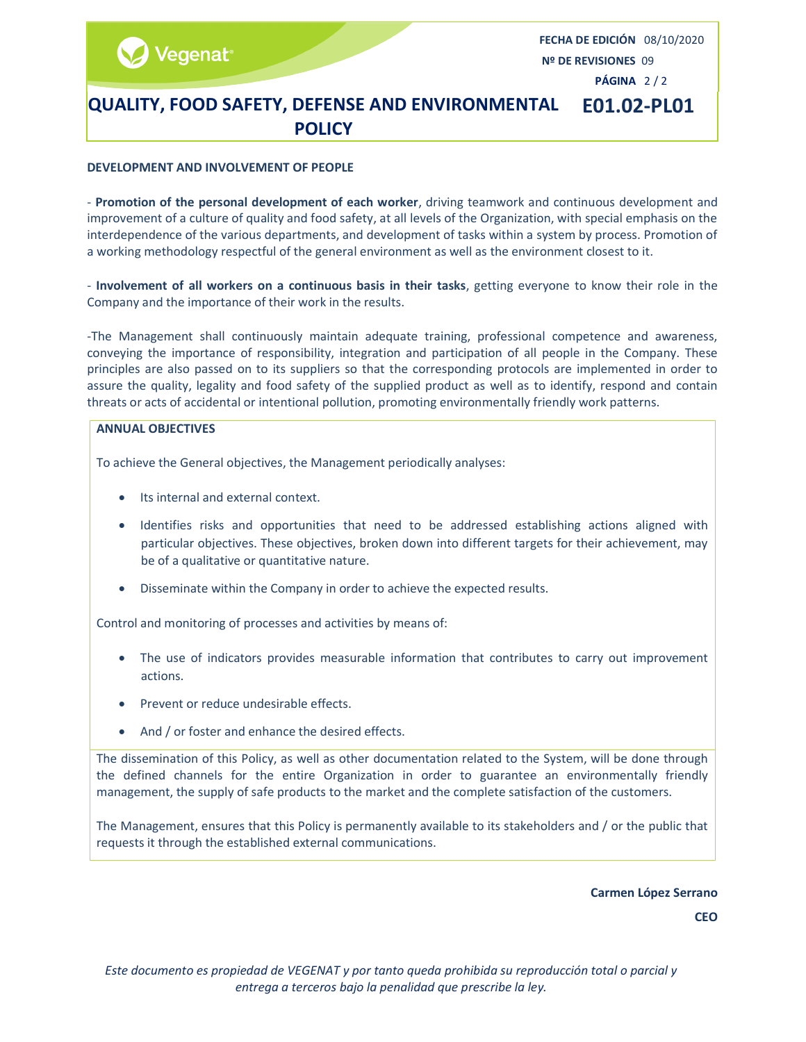**DEVELOPMENT AND INVOLVEMENT OF PEOPLE**

- **Promotion of the personal development of each worker**, driving teamwork and continuous development and improvement of a culture of quality and food safety, at all levels of the Organization, with special emphasis on the interdependence of the various departments, and development of tasks within a system by process. Promotion of a working methodology respectful of the general environment as well as the environment closest to it.

- **Involvement of all workers on a continuous basis in their tasks**, getting everyone to know their role in the Company and the importance of their work in the results.

-The Management shall continuously maintain adequate training, professional competence and awareness, conveying the importance of responsibility, integration and participation of all people in the Company. These principles are also passed on to its suppliers so that the corresponding protocols are implemented in order to assure the quality, legality and food safety of the supplied product as well as to identify, respond and contain threats or acts of accidental or intentional pollution, promoting environmentally friendly work patterns.

**ANNUAL OBJECTIVES**

To achieve the General objectives, the Management periodically analyses:

- Its internal and external context.
- Identifies risks and opportunities that need to be addressed establishing actions aligned with particular objectives. These objectives, broken down into different targets for their achievement, may be of a qualitative or quantitative nature.
- Disseminate within the Company in order to achieve the expected results.

Control and monitoring of processes and activities by means of:

- The use of indicators provides measurable information that contributes to carry out improvement actions.
- Prevent or reduce undesirable effects.
- And / or foster and enhance the desired effects.

The dissemination of this Policy, as well as other documentation related to the System, will be done through the defined channels for the entire Organization in order to guarantee an environmentally friendly management, the supply of safe products to the market and the complete satisfaction of the customers.

The Management, ensures that this Policy is permanently available to its stakeholders and / or the public that requests it through the established external communications.

**Carmen López Serrano**

**CEO**

*Este documento es propiedad de VEGENAT y por tanto queda prohibida su reproducción total o parcial y entrega a terceros bajo la penalidad que prescribe la ley.*